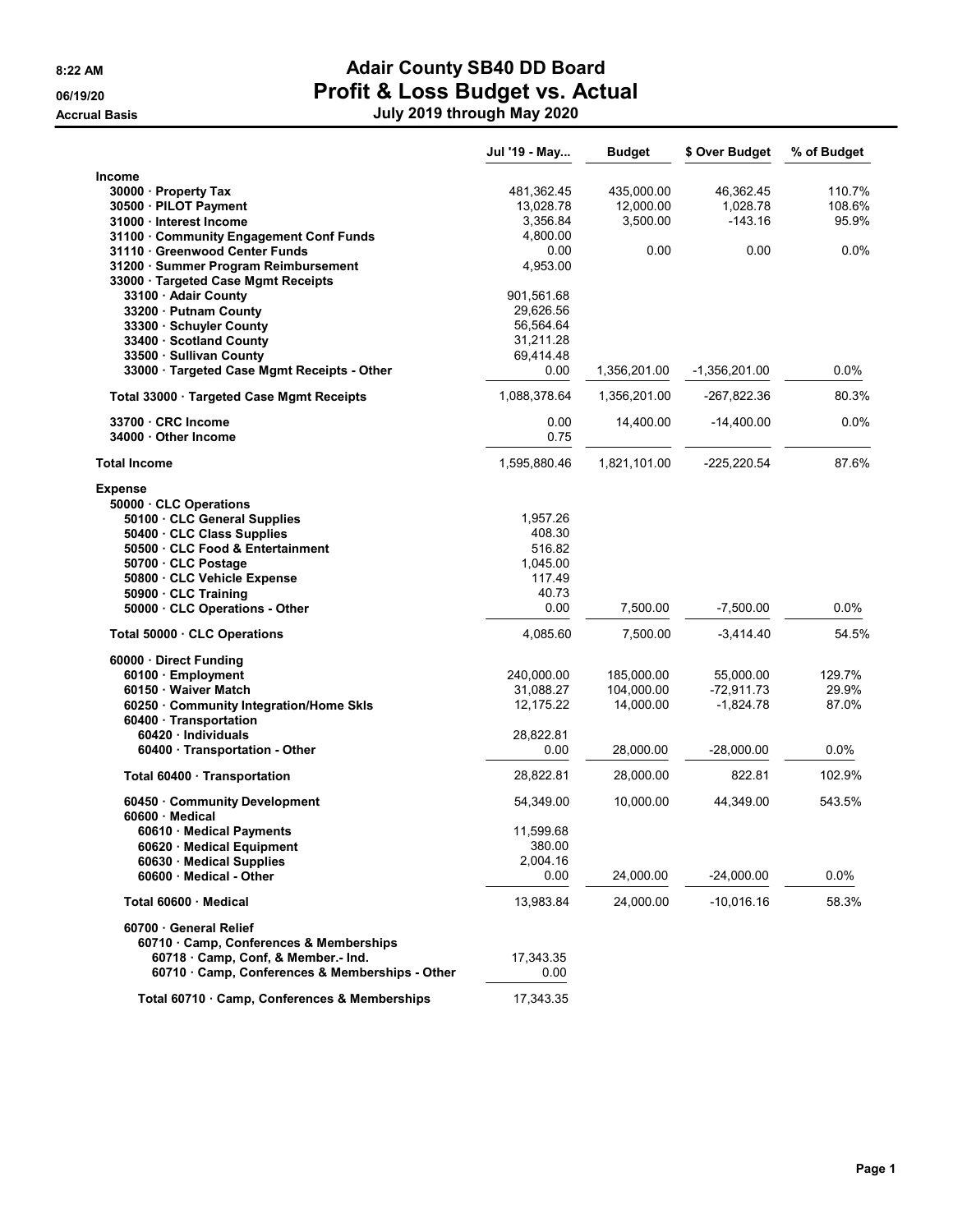8:22 AM
06/19/20
Accrual Basis

# Adair County SB40 DD Board
## Profit & Loss Budget vs. Actual
### July 2019 through May 2020

| | Jul '19 - May... | Budget | $ Over Budget | % of Budget |
|---|---|---|---|---|
| **Income** | | | | |
| 30000 · Property Tax | 481,362.45 | 435,000.00 | 46,362.45 | 110.7% |
| 30500 · PILOT Payment | 13,028.78 | 12,000.00 | 1,028.78 | 108.6% |
| 31000 · Interest Income | 3,356.84 | 3,500.00 | -143.16 | 95.9% |
| 31100 · Community Engagement Conf Funds | 4,800.00 | | | |
| 31110 · Greenwood Center Funds | 0.00 | 0.00 | 0.00 | 0.0% |
| 31200 · Summer Program Reimbursement | 4,953.00 | | | |
| 33000 · Targeted Case Mgmt Receipts | | | | |
| 33100 · Adair County | 901,561.68 | | | |
| 33200 · Putnam County | 29,626.56 | | | |
| 33300 · Schuyler County | 56,564.64 | | | |
| 33400 · Scotland County | 31,211.28 | | | |
| 33500 · Sullivan County | 69,414.48 | | | |
| 33000 · Targeted Case Mgmt Receipts - Other | 0.00 | 1,356,201.00 | -1,356,201.00 | 0.0% |
| Total 33000 · Targeted Case Mgmt Receipts | 1,088,378.64 | 1,356,201.00 | -267,822.36 | 80.3% |
| 33700 · CRC Income | 0.00 | 14,400.00 | -14,400.00 | 0.0% |
| 34000 · Other Income | 0.75 | | | |
| **Total Income** | 1,595,880.46 | 1,821,101.00 | -225,220.54 | 87.6% |
| **Expense** | | | | |
| 50000 · CLC Operations | | | | |
| 50100 · CLC General Supplies | 1,957.26 | | | |
| 50400 · CLC Class Supplies | 408.30 | | | |
| 50500 · CLC Food & Entertainment | 516.82 | | | |
| 50700 · CLC Postage | 1,045.00 | | | |
| 50800 · CLC Vehicle Expense | 117.49 | | | |
| 50900 · CLC Training | 40.73 | | | |
| 50000 · CLC Operations - Other | 0.00 | 7,500.00 | -7,500.00 | 0.0% |
| Total 50000 · CLC Operations | 4,085.60 | 7,500.00 | -3,414.40 | 54.5% |
| 60000 · Direct Funding | | | | |
| 60100 · Employment | 240,000.00 | 185,000.00 | 55,000.00 | 129.7% |
| 60150 · Waiver Match | 31,088.27 | 104,000.00 | -72,911.73 | 29.9% |
| 60250 · Community Integration/Home Skls | 12,175.22 | 14,000.00 | -1,824.78 | 87.0% |
| 60400 · Transportation | | | | |
| 60420 · Individuals | 28,822.81 | | | |
| 60400 · Transportation - Other | 0.00 | 28,000.00 | -28,000.00 | 0.0% |
| Total 60400 · Transportation | 28,822.81 | 28,000.00 | 822.81 | 102.9% |
| 60450 · Community Development | 54,349.00 | 10,000.00 | 44,349.00 | 543.5% |
| 60600 · Medical | | | | |
| 60610 · Medical Payments | 11,599.68 | | | |
| 60620 · Medical Equipment | 380.00 | | | |
| 60630 · Medical Supplies | 2,004.16 | | | |
| 60600 · Medical - Other | 0.00 | 24,000.00 | -24,000.00 | 0.0% |
| Total 60600 · Medical | 13,983.84 | 24,000.00 | -10,016.16 | 58.3% |
| 60700 · General Relief | | | | |
| 60710 · Camp, Conferences & Memberships | | | | |
| 60718 · Camp, Conf, & Member.- Ind. | 17,343.35 | | | |
| 60710 · Camp, Conferences & Memberships - Other | 0.00 | | | |
| Total 60710 · Camp, Conferences & Memberships | 17,343.35 | | | |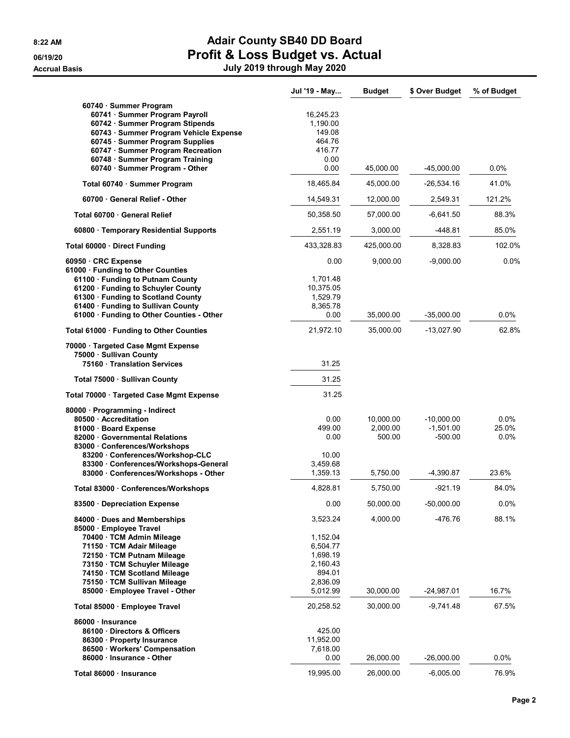# Adair County SB40 DD Board

## Profit & Loss Budget vs. Actual

### July 2019 through May 2020

8:22 AM
06/19/20
Accrual Basis

| | Jul '19 - May... | Budget | $ Over Budget | % of Budget |
|---|---|---|---|---|
| 60740 · Summer Program | | | | |
| 60741 · Summer Program Payroll | 16,245.23 | | | |
| 60742 · Summer Program Stipends | 1,190.00 | | | |
| 60743 · Summer Program Vehicle Expense | 149.08 | | | |
| 60745 · Summer Program Supplies | 464.76 | | | |
| 60747 · Summer Program Recreation | 416.77 | | | |
| 60748 · Summer Program Training | 0.00 | | | |
| 60740 · Summer Program - Other | 0.00 | 45,000.00 | -45,000.00 | 0.0% |
| Total 60740 · Summer Program | 18,465.84 | 45,000.00 | -26,534.16 | 41.0% |
| 60700 · General Relief - Other | 14,549.31 | 12,000.00 | 2,549.31 | 121.2% |
| Total 60700 · General Relief | 50,358.50 | 57,000.00 | -6,641.50 | 88.3% |
| 60800 · Temporary Residential Supports | 2,551.19 | 3,000.00 | -448.81 | 85.0% |
| Total 60000 · Direct Funding | 433,328.83 | 425,000.00 | 8,328.83 | 102.0% |
| 60950 · CRC Expense | 0.00 | 9,000.00 | -9,000.00 | 0.0% |
| 61000 · Funding to Other Counties | | | | |
| 61100 · Funding to Putnam County | 1,701.48 | | | |
| 61200 · Funding to Schuyler County | 10,375.05 | | | |
| 61300 · Funding to Scotland County | 1,529.79 | | | |
| 61400 · Funding to Sullivan County | 8,365.78 | | | |
| 61000 · Funding to Other Counties - Other | 0.00 | 35,000.00 | -35,000.00 | 0.0% |
| Total 61000 · Funding to Other Counties | 21,972.10 | 35,000.00 | -13,027.90 | 62.8% |
| 70000 · Targeted Case Mgmt Expense | | | | |
| 75000 · Sullivan County | | | | |
| 75160 · Translation Services | 31.25 | | | |
| Total 75000 · Sullivan County | 31.25 | | | |
| Total 70000 · Targeted Case Mgmt Expense | 31.25 | | | |
| 80000 · Programming - Indirect | | | | |
| 80500 · Accreditation | 0.00 | 10,000.00 | -10,000.00 | 0.0% |
| 81000 · Board Expense | 499.00 | 2,000.00 | -1,501.00 | 25.0% |
| 82000 · Governmental Relations | 0.00 | 500.00 | -500.00 | 0.0% |
| 83000 · Conferences/Workshops | | | | |
| 83200 · Conferences/Workshop-CLC | 10.00 | | | |
| 83300 · Conferences/Workshops-General | 3,459.68 | | | |
| 83000 · Conferences/Workshops - Other | 1,359.13 | 5,750.00 | -4,390.87 | 23.6% |
| Total 83000 · Conferences/Workshops | 4,828.81 | 5,750.00 | -921.19 | 84.0% |
| 83500 · Depreciation Expense | 0.00 | 50,000.00 | -50,000.00 | 0.0% |
| 84000 · Dues and Memberships | 3,523.24 | 4,000.00 | -476.76 | 88.1% |
| 85000 · Employee Travel | | | | |
| 70400 · TCM Admin Mileage | 1,152.04 | | | |
| 71150 · TCM Adair Mileage | 6,504.77 | | | |
| 72150 · TCM Putnam Mileage | 1,698.19 | | | |
| 73150 · TCM Schuyler Mileage | 2,160.43 | | | |
| 74150 · TCM Scotland Mileage | 894.01 | | | |
| 75150 · TCM Sullivan Mileage | 2,836.09 | | | |
| 85000 · Employee Travel - Other | 5,012.99 | 30,000.00 | -24,987.01 | 16.7% |
| Total 85000 · Employee Travel | 20,258.52 | 30,000.00 | -9,741.48 | 67.5% |
| 86000 · Insurance | | | | |
| 86100 · Directors & Officers | 425.00 | | | |
| 86300 · Property Insurance | 11,952.00 | | | |
| 86500 · Workers' Compensation | 7,618.00 | | | |
| 86000 · Insurance - Other | 0.00 | 26,000.00 | -26,000.00 | 0.0% |
| Total 86000 · Insurance | 19,995.00 | 26,000.00 | -6,005.00 | 76.9% |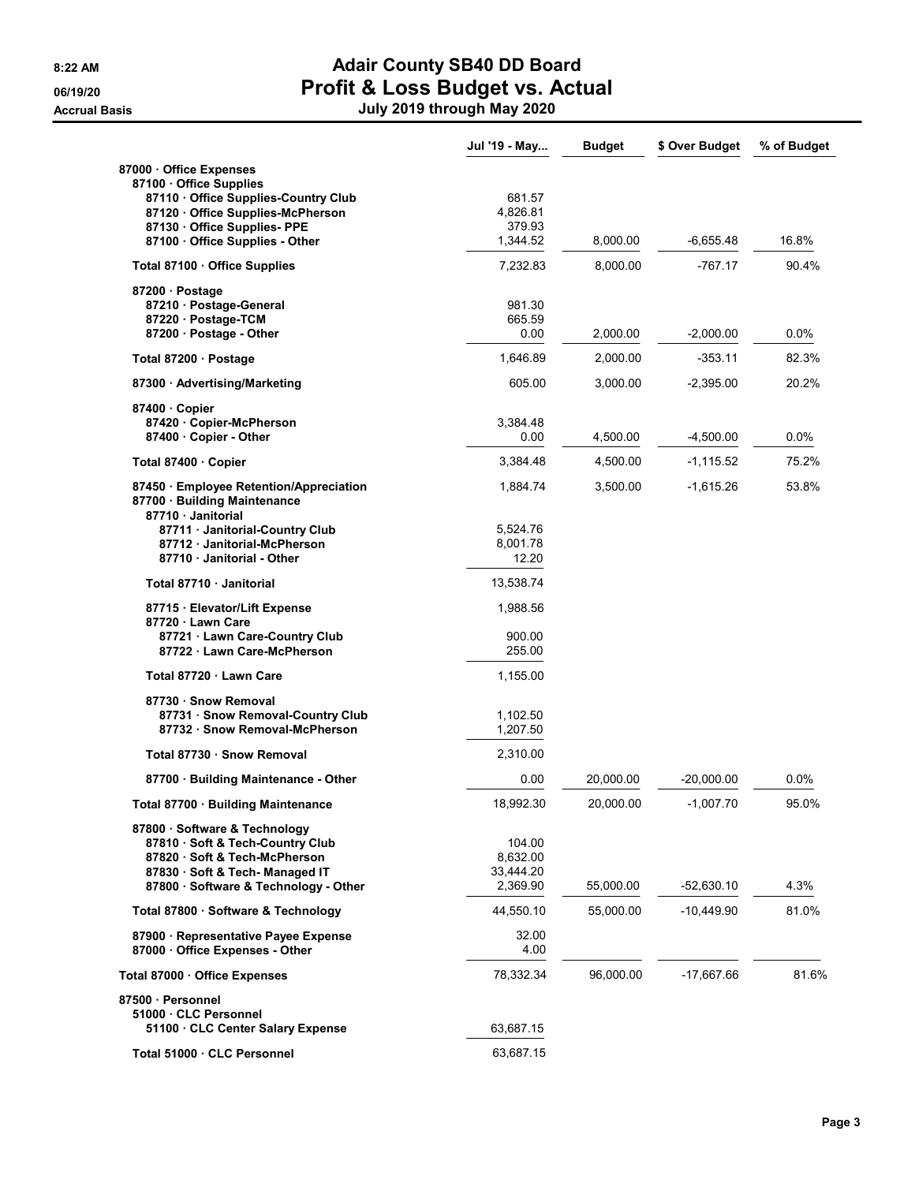**8:22 AM**
**06/19/20**
**Accrual Basis**

# Adair County SB40 DD Board
## Profit & Loss Budget vs. Actual
### July 2019 through May 2020

| | Jul '19 - May... | Budget | $ Over Budget | % of Budget |
|---|---|---|---|---|
| 87000 · Office Expenses | | | | |
| 87100 · Office Supplies | | | | |
| 87110 · Office Supplies-Country Club | 681.57 | | | |
| 87120 · Office Supplies-McPherson | 4,826.81 | | | |
| 87130 · Office Supplies- PPE | 379.93 | | | |
| 87100 · Office Supplies - Other | 1,344.52 | 8,000.00 | -6,655.48 | 16.8% |
| Total 87100 · Office Supplies | 7,232.83 | 8,000.00 | -767.17 | 90.4% |
| 87200 · Postage | | | | |
| 87210 · Postage-General | 981.30 | | | |
| 87220 · Postage-TCM | 665.59 | | | |
| 87200 · Postage - Other | 0.00 | 2,000.00 | -2,000.00 | 0.0% |
| Total 87200 · Postage | 1,646.89 | 2,000.00 | -353.11 | 82.3% |
| 87300 · Advertising/Marketing | 605.00 | 3,000.00 | -2,395.00 | 20.2% |
| 87400 · Copier | | | | |
| 87420 · Copier-McPherson | 3,384.48 | | | |
| 87400 · Copier - Other | 0.00 | 4,500.00 | -4,500.00 | 0.0% |
| Total 87400 · Copier | 3,384.48 | 4,500.00 | -1,115.52 | 75.2% |
| 87450 · Employee Retention/Appreciation | 1,884.74 | 3,500.00 | -1,615.26 | 53.8% |
| 87700 · Building Maintenance | | | | |
| 87710 · Janitorial | | | | |
| 87711 · Janitorial-Country Club | 5,524.76 | | | |
| 87712 · Janitorial-McPherson | 8,001.78 | | | |
| 87710 · Janitorial - Other | 12.20 | | | |
| Total 87710 · Janitorial | 13,538.74 | | | |
| 87715 · Elevator/Lift Expense | 1,988.56 | | | |
| 87720 · Lawn Care | | | | |
| 87721 · Lawn Care-Country Club | 900.00 | | | |
| 87722 · Lawn Care-McPherson | 255.00 | | | |
| Total 87720 · Lawn Care | 1,155.00 | | | |
| 87730 · Snow Removal | | | | |
| 87731 · Snow Removal-Country Club | 1,102.50 | | | |
| 87732 · Snow Removal-McPherson | 1,207.50 | | | |
| Total 87730 · Snow Removal | 2,310.00 | | | |
| 87700 · Building Maintenance - Other | 0.00 | 20,000.00 | -20,000.00 | 0.0% |
| Total 87700 · Building Maintenance | 18,992.30 | 20,000.00 | -1,007.70 | 95.0% |
| 87800 · Software & Technology | | | | |
| 87810 · Soft & Tech-Country Club | 104.00 | | | |
| 87820 · Soft & Tech-McPherson | 8,632.00 | | | |
| 87830 · Soft & Tech- Managed IT | 33,444.20 | | | |
| 87800 · Software & Technology - Other | 2,369.90 | 55,000.00 | -52,630.10 | 4.3% |
| Total 87800 · Software & Technology | 44,550.10 | 55,000.00 | -10,449.90 | 81.0% |
| 87900 · Representative Payee Expense | 32.00 | | | |
| 87000 · Office Expenses - Other | 4.00 | | | |
| Total 87000 · Office Expenses | 78,332.34 | 96,000.00 | -17,667.66 | 81.6% |
| 87500 · Personnel | | | | |
| 51000 · CLC Personnel | | | | |
| 51100 · CLC Center Salary Expense | 63,687.15 | | | |
| Total 51000 · CLC Personnel | 63,687.15 | | | |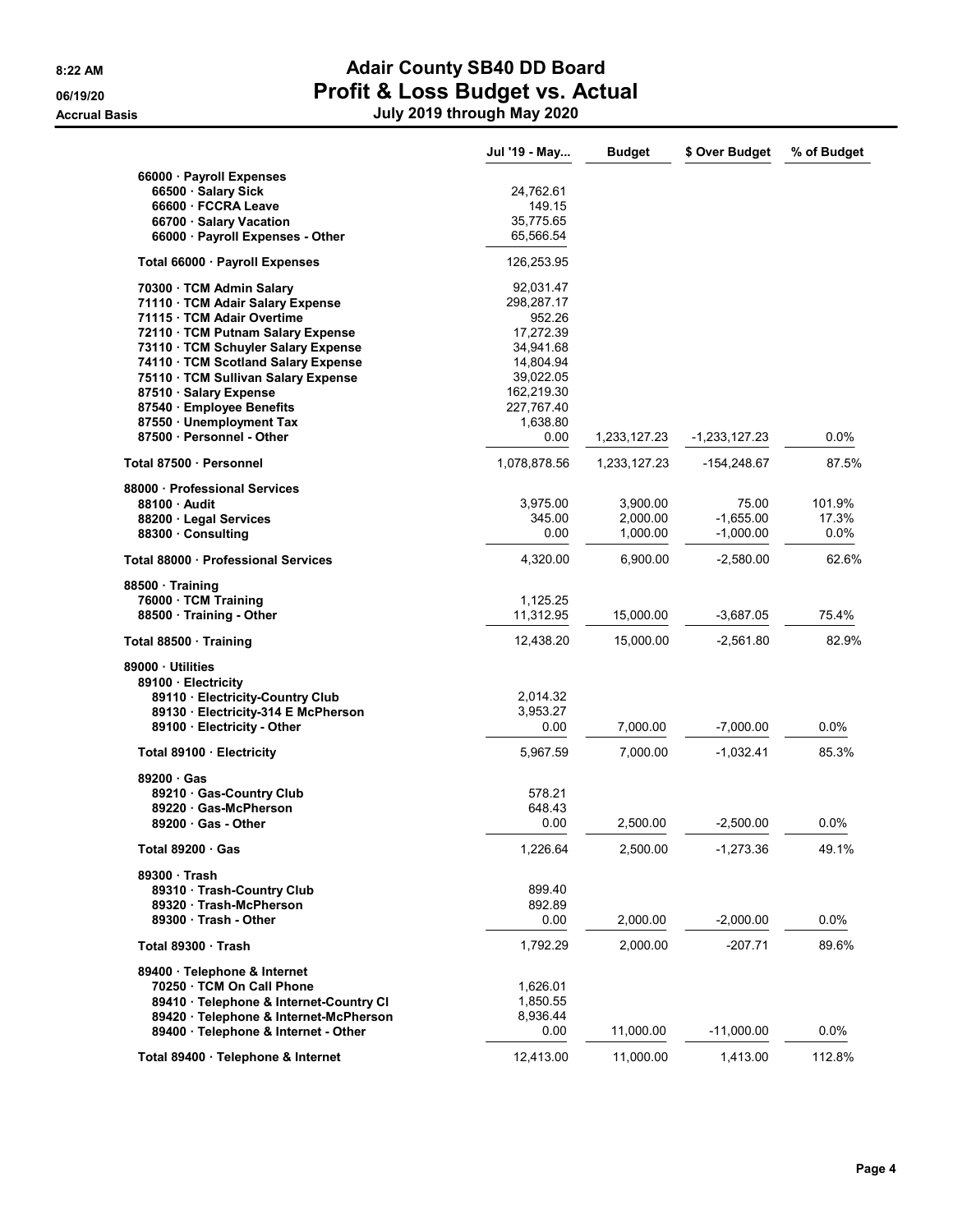# Adair County SB40 DD Board

## Profit & Loss Budget vs. Actual

### July 2019 through May 2020

8:22 AM
06/19/20
Accrual Basis

| | Jul '19 - May... | Budget | $ Over Budget | % of Budget |
|---|---|---|---|---|
| 66000 · Payroll Expenses | | | | |
| 66500 · Salary Sick | 24,762.61 | | | |
| 66600 · FCCRA Leave | 149.15 | | | |
| 66700 · Salary Vacation | 35,775.65 | | | |
| 66000 · Payroll Expenses - Other | 65,566.54 | | | |
| Total 66000 · Payroll Expenses | 126,253.95 | | | |
| 70300 · TCM Admin Salary | 92,031.47 | | | |
| 71110 · TCM Adair Salary Expense | 298,287.17 | | | |
| 71115 · TCM Adair Overtime | 952.26 | | | |
| 72110 · TCM Putnam Salary Expense | 17,272.39 | | | |
| 73110 · TCM Schuyler Salary Expense | 34,941.68 | | | |
| 74110 · TCM Scotland Salary Expense | 14,804.94 | | | |
| 75110 · TCM Sullivan Salary Expense | 39,022.05 | | | |
| 87510 · Salary Expense | 162,219.30 | | | |
| 87540 · Employee Benefits | 227,767.40 | | | |
| 87550 · Unemployment Tax | 1,638.80 | | | |
| 87500 · Personnel - Other | 0.00 | 1,233,127.23 | -1,233,127.23 | 0.0% |
| **Total 87500 · Personnel** | 1,078,878.56 | 1,233,127.23 | -154,248.67 | 87.5% |
| **88000 · Professional Services** | | | | |
| 88100 · Audit | 3,975.00 | 3,900.00 | 75.00 | 101.9% |
| 88200 · Legal Services | 345.00 | 2,000.00 | -1,655.00 | 17.3% |
| 88300 · Consulting | 0.00 | 1,000.00 | -1,000.00 | 0.0% |
| **Total 88000 · Professional Services** | 4,320.00 | 6,900.00 | -2,580.00 | 62.6% |
| **88500 · Training** | | | | |
| 76000 · TCM Training | 1,125.25 | | | |
| 88500 · Training - Other | 11,312.95 | 15,000.00 | -3,687.05 | 75.4% |
| **Total 88500 · Training** | 12,438.20 | 15,000.00 | -2,561.80 | 82.9% |
| **89000 · Utilities** | | | | |
| 89100 · Electricity | | | | |
| 89110 · Electricity-Country Club | 2,014.32 | | | |
| 89130 · Electricity-314 E McPherson | 3,953.27 | | | |
| 89100 · Electricity - Other | 0.00 | 7,000.00 | -7,000.00 | 0.0% |
| Total 89100 · Electricity | 5,967.59 | 7,000.00 | -1,032.41 | 85.3% |
| 89200 · Gas | | | | |
| 89210 · Gas-Country Club | 578.21 | | | |
| 89220 · Gas-McPherson | 648.43 | | | |
| 89200 · Gas - Other | 0.00 | 2,500.00 | -2,500.00 | 0.0% |
| Total 89200 · Gas | 1,226.64 | 2,500.00 | -1,273.36 | 49.1% |
| 89300 · Trash | | | | |
| 89310 · Trash-Country Club | 899.40 | | | |
| 89320 · Trash-McPherson | 892.89 | | | |
| 89300 · Trash - Other | 0.00 | 2,000.00 | -2,000.00 | 0.0% |
| Total 89300 · Trash | 1,792.29 | 2,000.00 | -207.71 | 89.6% |
| 89400 · Telephone & Internet | | | | |
| 70250 · TCM On Call Phone | 1,626.01 | | | |
| 89410 · Telephone & Internet-Country Cl | 1,850.55 | | | |
| 89420 · Telephone & Internet-McPherson | 8,936.44 | | | |
| 89400 · Telephone & Internet - Other | 0.00 | 11,000.00 | -11,000.00 | 0.0% |
| Total 89400 · Telephone & Internet | 12,413.00 | 11,000.00 | 1,413.00 | 112.8% |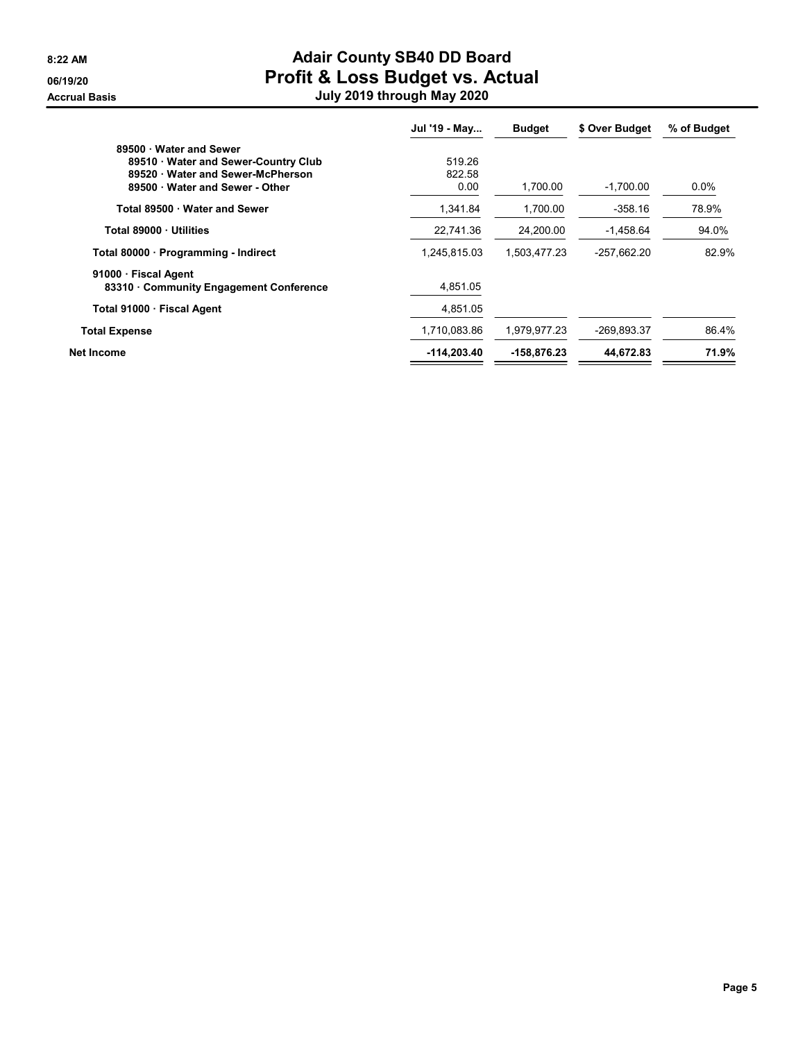# Adair County SB40 DD Board
## Profit & Loss Budget vs. Actual
### July 2019 through May 2020

8:22 AM
06/19/20
Accrual Basis

| | Jul '19 - May... | Budget | $ Over Budget | % of Budget |
|---|---|---|---|---|
| 89500 · Water and Sewer | | | | |
| 89510 · Water and Sewer-Country Club | 519.26 | | | |
| 89520 · Water and Sewer-McPherson | 822.58 | | | |
| 89500 · Water and Sewer - Other | 0.00 | 1,700.00 | -1,700.00 | 0.0% |
| Total 89500 · Water and Sewer | 1,341.84 | 1,700.00 | -358.16 | 78.9% |
| Total 89000 · Utilities | 22,741.36 | 24,200.00 | -1,458.64 | 94.0% |
| Total 80000 · Programming - Indirect | 1,245,815.03 | 1,503,477.23 | -257,662.20 | 82.9% |
| 91000 · Fiscal Agent | | | | |
| 83310 · Community Engagement Conference | 4,851.05 | | | |
| Total 91000 · Fiscal Agent | 4,851.05 | | | |
| Total Expense | 1,710,083.86 | 1,979,977.23 | -269,893.37 | 86.4% |
| **Net Income** | **-114,203.40** | **-158,876.23** | **44,672.83** | **71.9%** |